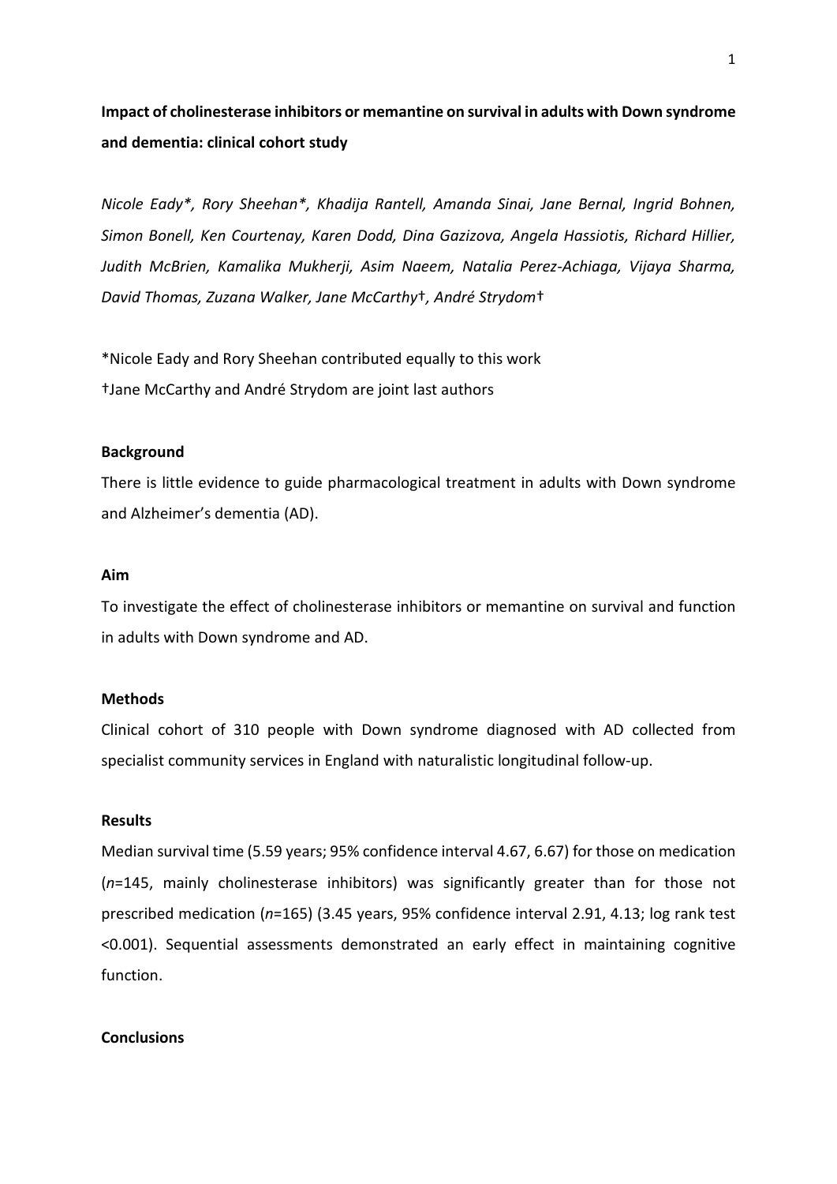# Impact of cholinesterase inhibitors or memantine on survival in adults with Down syndrome and dementia: clinical cohort study

*Nicole Eady\*, Rory Sheehan\*, Khadija Rantell, Amanda Sinai, Jane Bernal, Ingrid Bohnen, Simon Bonell, Ken Courtenay, Karen Dodd, Dina Gazizova, Angela Hassiotis, Richard Hillier, Judith McBrien, Kamalika Mukherji, Asim Naeem, Natalia Perez-Achiaga, Vijaya Sharma, David Thomas, Zuzana Walker, Jane McCarthy†, André Strydom†*

\*Nicole Eady and Rory Sheehan contributed equally to this work

†Jane McCarthy and André Strydom are joint last authors

### Background

There is little evidence to guide pharmacological treatment in adults with Down syndrome and Alzheimer's dementia (AD).

### Aim

To investigate the effect of cholinesterase inhibitors or memantine on survival and function in adults with Down syndrome and AD.

### Methods

Clinical cohort of 310 people with Down syndrome diagnosed with AD collected from specialist community services in England with naturalistic longitudinal follow-up.

### Results

Median survival time (5.59 years; 95% confidence interval 4.67, 6.67) for those on medication (*n*=145, mainly cholinesterase inhibitors) was significantly greater than for those not prescribed medication (*n*=165) (3.45 years, 95% confidence interval 2.91, 4.13; log rank test <0.001). Sequential assessments demonstrated an early effect in maintaining cognitive function.

### Conclusions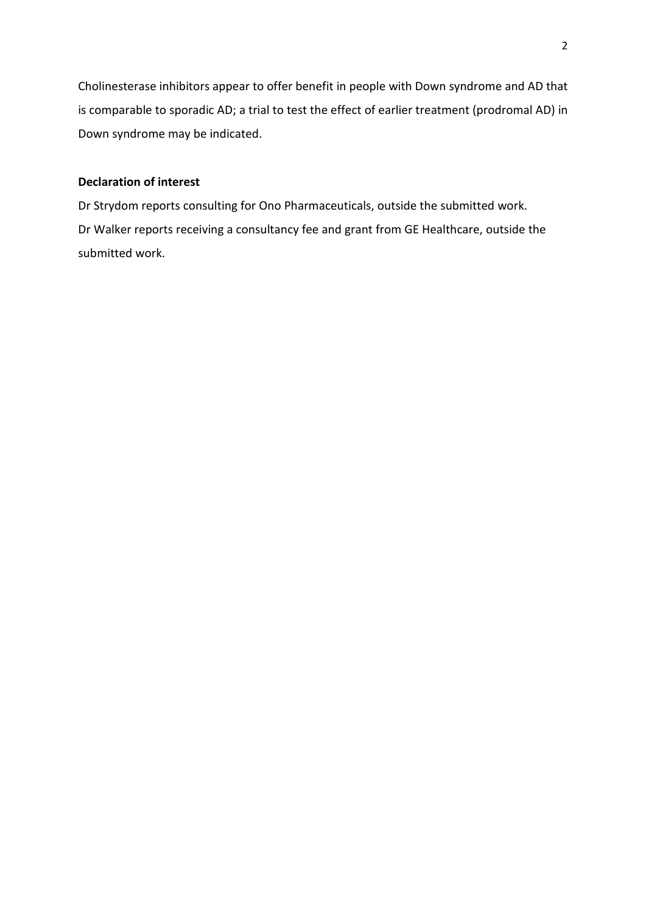Cholinesterase inhibitors appear to offer benefit in people with Down syndrome and AD that is comparable to sporadic AD; a trial to test the effect of earlier treatment (prodromal AD) in Down syndrome may be indicated.

**Declaration of interest**

Dr Strydom reports consulting for Ono Pharmaceuticals, outside the submitted work.
Dr Walker reports receiving a consultancy fee and grant from GE Healthcare, outside the submitted work.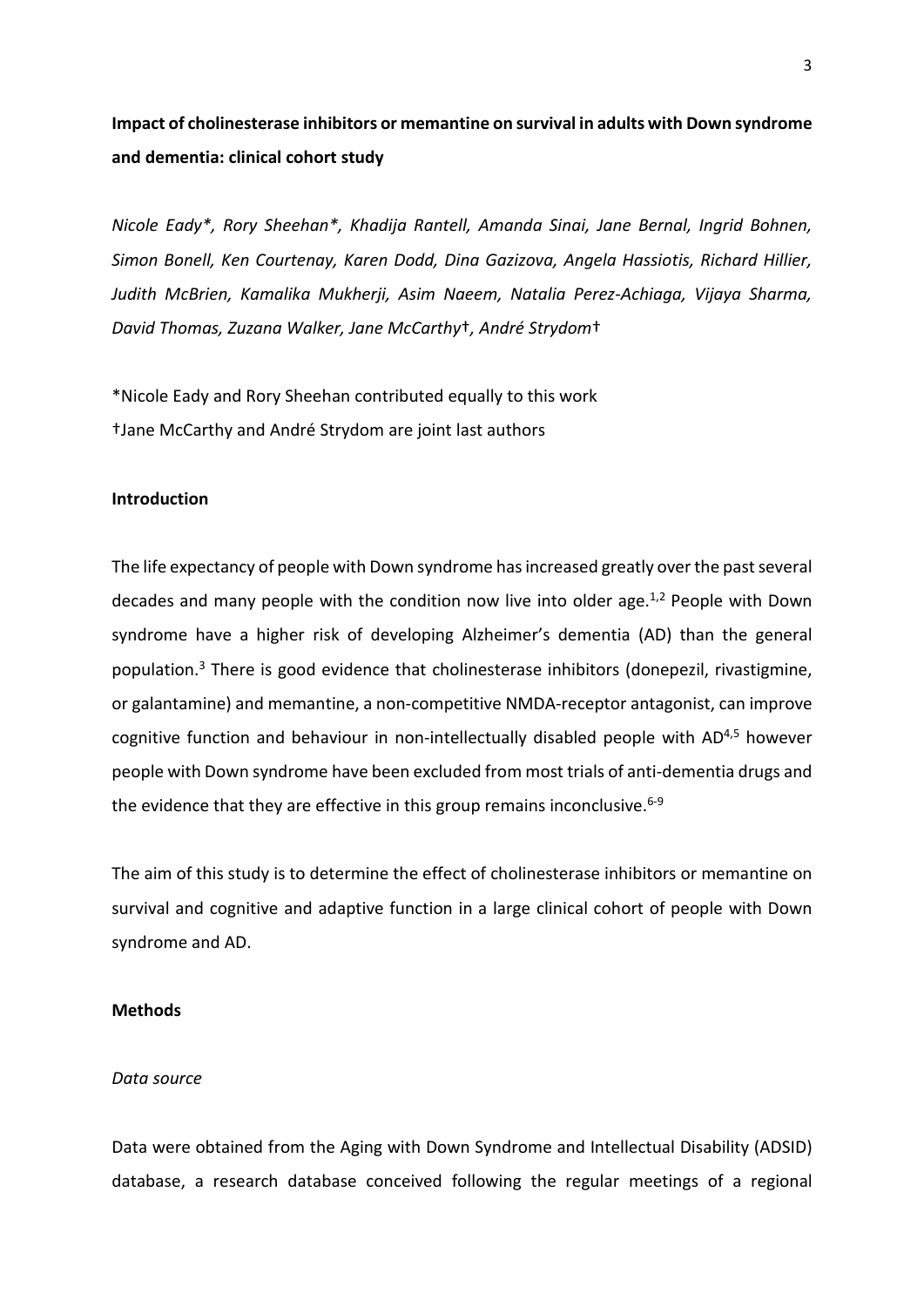# Impact of cholinesterase inhibitors or memantine on survival in adults with Down syndrome and dementia: clinical cohort study

*Nicole Eady\*, Rory Sheehan\*, Khadija Rantell, Amanda Sinai, Jane Bernal, Ingrid Bohnen, Simon Bonell, Ken Courtenay, Karen Dodd, Dina Gazizova, Angela Hassiotis, Richard Hillier, Judith McBrien, Kamalika Mukherji, Asim Naeem, Natalia Perez-Achiaga, Vijaya Sharma, David Thomas, Zuzana Walker, Jane McCarthy†, André Strydom†*

\*Nicole Eady and Rory Sheehan contributed equally to this work

†Jane McCarthy and André Strydom are joint last authors

## Introduction

The life expectancy of people with Down syndrome has increased greatly over the past several decades and many people with the condition now live into older age.[1,2] People with Down syndrome have a higher risk of developing Alzheimer's dementia (AD) than the general population.[3] There is good evidence that cholinesterase inhibitors (donepezil, rivastigmine, or galantamine) and memantine, a non-competitive NMDA-receptor antagonist, can improve cognitive function and behaviour in non-intellectually disabled people with AD[4,5] however people with Down syndrome have been excluded from most trials of anti-dementia drugs and the evidence that they are effective in this group remains inconclusive.[6-9]

The aim of this study is to determine the effect of cholinesterase inhibitors or memantine on survival and cognitive and adaptive function in a large clinical cohort of people with Down syndrome and AD.

## Methods

### *Data source*

Data were obtained from the Aging with Down Syndrome and Intellectual Disability (ADSID) database, a research database conceived following the regular meetings of a regional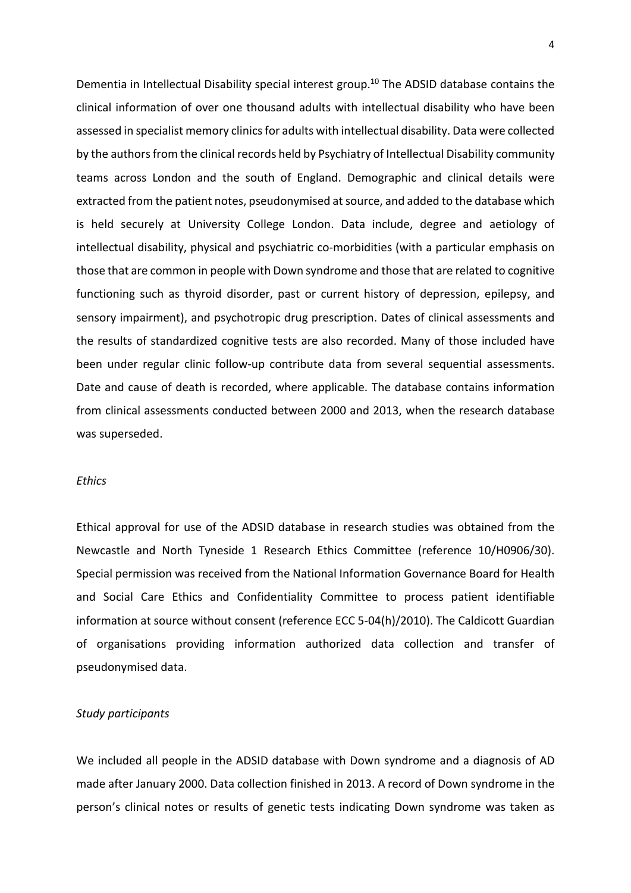Dementia in Intellectual Disability special interest group.[10] The ADSID database contains the clinical information of over one thousand adults with intellectual disability who have been assessed in specialist memory clinics for adults with intellectual disability. Data were collected by the authors from the clinical records held by Psychiatry of Intellectual Disability community teams across London and the south of England. Demographic and clinical details were extracted from the patient notes, pseudonymised at source, and added to the database which is held securely at University College London. Data include, degree and aetiology of intellectual disability, physical and psychiatric co-morbidities (with a particular emphasis on those that are common in people with Down syndrome and those that are related to cognitive functioning such as thyroid disorder, past or current history of depression, epilepsy, and sensory impairment), and psychotropic drug prescription. Dates of clinical assessments and the results of standardized cognitive tests are also recorded. Many of those included have been under regular clinic follow-up contribute data from several sequential assessments. Date and cause of death is recorded, where applicable. The database contains information from clinical assessments conducted between 2000 and 2013, when the research database was superseded.

*Ethics*

Ethical approval for use of the ADSID database in research studies was obtained from the Newcastle and North Tyneside 1 Research Ethics Committee (reference 10/H0906/30). Special permission was received from the National Information Governance Board for Health and Social Care Ethics and Confidentiality Committee to process patient identifiable information at source without consent (reference ECC 5-04(h)/2010). The Caldicott Guardian of organisations providing information authorized data collection and transfer of pseudonymised data.

*Study participants*

We included all people in the ADSID database with Down syndrome and a diagnosis of AD made after January 2000. Data collection finished in 2013. A record of Down syndrome in the person's clinical notes or results of genetic tests indicating Down syndrome was taken as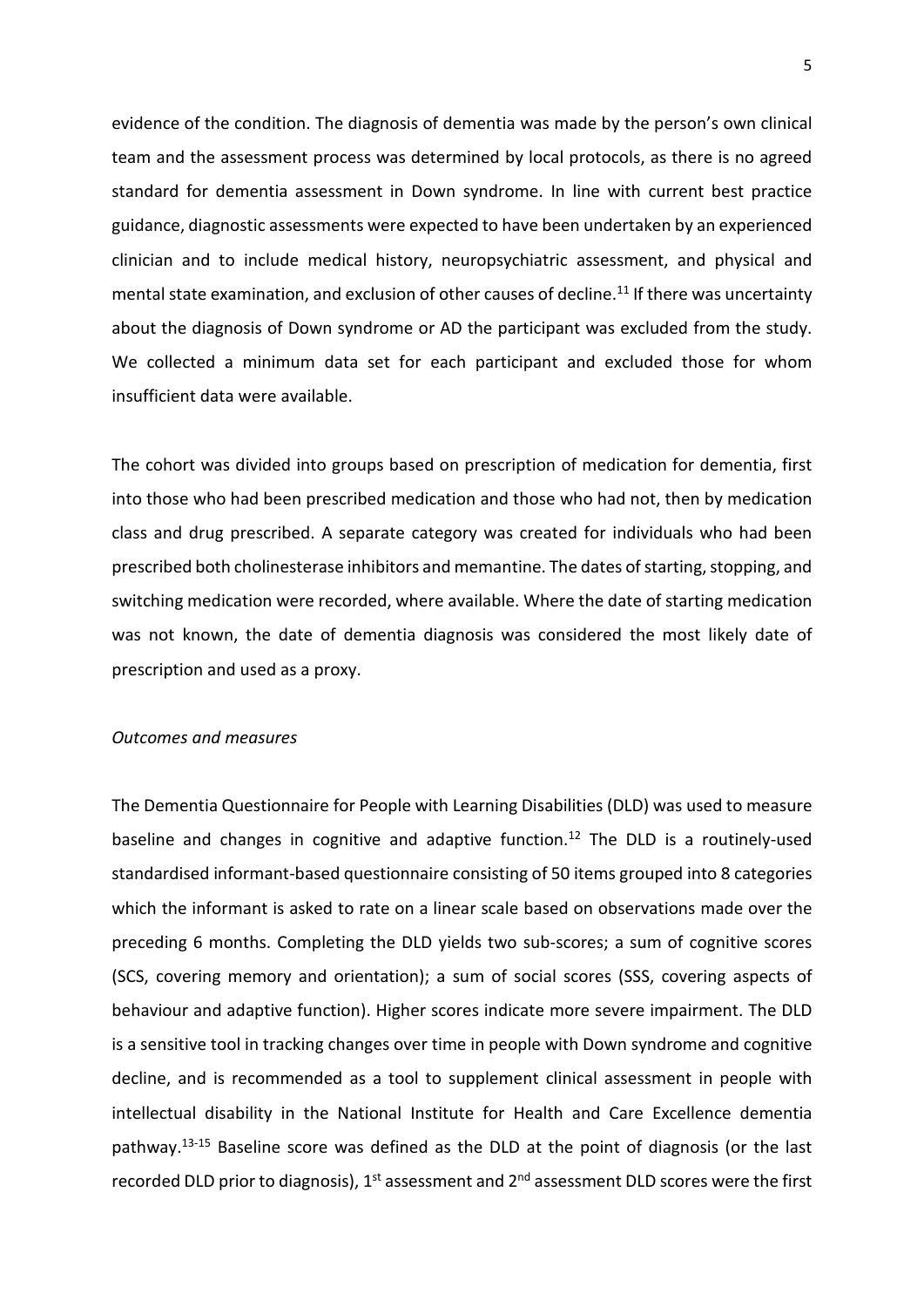evidence of the condition. The diagnosis of dementia was made by the person's own clinical team and the assessment process was determined by local protocols, as there is no agreed standard for dementia assessment in Down syndrome. In line with current best practice guidance, diagnostic assessments were expected to have been undertaken by an experienced clinician and to include medical history, neuropsychiatric assessment, and physical and mental state examination, and exclusion of other causes of decline.[11] If there was uncertainty about the diagnosis of Down syndrome or AD the participant was excluded from the study. We collected a minimum data set for each participant and excluded those for whom insufficient data were available.

The cohort was divided into groups based on prescription of medication for dementia, first into those who had been prescribed medication and those who had not, then by medication class and drug prescribed. A separate category was created for individuals who had been prescribed both cholinesterase inhibitors and memantine. The dates of starting, stopping, and switching medication were recorded, where available. Where the date of starting medication was not known, the date of dementia diagnosis was considered the most likely date of prescription and used as a proxy.

*Outcomes and measures*

The Dementia Questionnaire for People with Learning Disabilities (DLD) was used to measure baseline and changes in cognitive and adaptive function.[12] The DLD is a routinely-used standardised informant-based questionnaire consisting of 50 items grouped into 8 categories which the informant is asked to rate on a linear scale based on observations made over the preceding 6 months. Completing the DLD yields two sub-scores; a sum of cognitive scores (SCS, covering memory and orientation); a sum of social scores (SSS, covering aspects of behaviour and adaptive function). Higher scores indicate more severe impairment. The DLD is a sensitive tool in tracking changes over time in people with Down syndrome and cognitive decline, and is recommended as a tool to supplement clinical assessment in people with intellectual disability in the National Institute for Health and Care Excellence dementia pathway.[13-15] Baseline score was defined as the DLD at the point of diagnosis (or the last recorded DLD prior to diagnosis), 1st assessment and 2nd assessment DLD scores were the first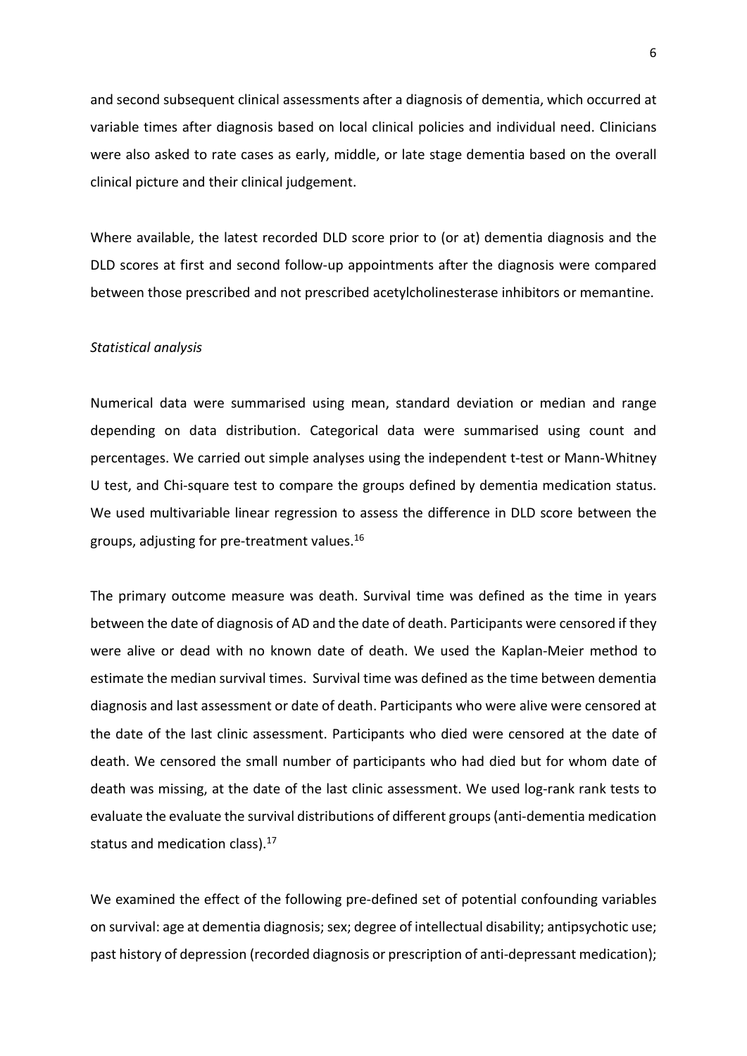and second subsequent clinical assessments after a diagnosis of dementia, which occurred at variable times after diagnosis based on local clinical policies and individual need. Clinicians were also asked to rate cases as early, middle, or late stage dementia based on the overall clinical picture and their clinical judgement.

Where available, the latest recorded DLD score prior to (or at) dementia diagnosis and the DLD scores at first and second follow-up appointments after the diagnosis were compared between those prescribed and not prescribed acetylcholinesterase inhibitors or memantine.

*Statistical analysis*

Numerical data were summarised using mean, standard deviation or median and range depending on data distribution. Categorical data were summarised using count and percentages. We carried out simple analyses using the independent t-test or Mann-Whitney U test, and Chi-square test to compare the groups defined by dementia medication status. We used multivariable linear regression to assess the difference in DLD score between the groups, adjusting for pre-treatment values.[16]

The primary outcome measure was death. Survival time was defined as the time in years between the date of diagnosis of AD and the date of death. Participants were censored if they were alive or dead with no known date of death. We used the Kaplan-Meier method to estimate the median survival times. Survival time was defined as the time between dementia diagnosis and last assessment or date of death. Participants who were alive were censored at the date of the last clinic assessment. Participants who died were censored at the date of death. We censored the small number of participants who had died but for whom date of death was missing, at the date of the last clinic assessment. We used log-rank rank tests to evaluate the evaluate the survival distributions of different groups (anti-dementia medication status and medication class).[17]

We examined the effect of the following pre-defined set of potential confounding variables on survival: age at dementia diagnosis; sex; degree of intellectual disability; antipsychotic use; past history of depression (recorded diagnosis or prescription of anti-depressant medication);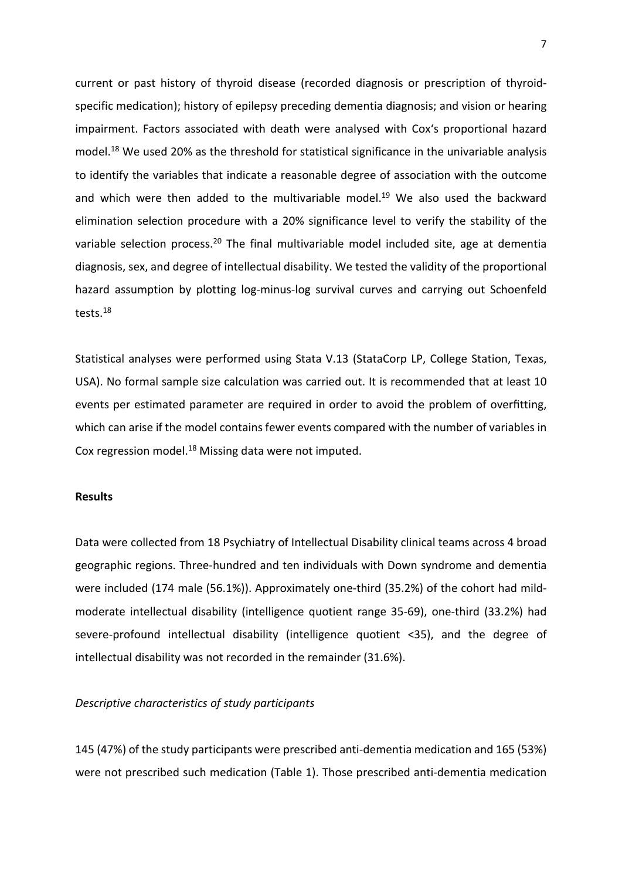current or past history of thyroid disease (recorded diagnosis or prescription of thyroid-specific medication); history of epilepsy preceding dementia diagnosis; and vision or hearing impairment. Factors associated with death were analysed with Cox's proportional hazard model.[18] We used 20% as the threshold for statistical significance in the univariable analysis to identify the variables that indicate a reasonable degree of association with the outcome and which were then added to the multivariable model.[19] We also used the backward elimination selection procedure with a 20% significance level to verify the stability of the variable selection process.[20] The final multivariable model included site, age at dementia diagnosis, sex, and degree of intellectual disability. We tested the validity of the proportional hazard assumption by plotting log-minus-log survival curves and carrying out Schoenfeld tests.[18]

Statistical analyses were performed using Stata V.13 (StataCorp LP, College Station, Texas, USA). No formal sample size calculation was carried out. It is recommended that at least 10 events per estimated parameter are required in order to avoid the problem of overfitting, which can arise if the model contains fewer events compared with the number of variables in Cox regression model.[18] Missing data were not imputed.

**Results**

Data were collected from 18 Psychiatry of Intellectual Disability clinical teams across 4 broad geographic regions. Three-hundred and ten individuals with Down syndrome and dementia were included (174 male (56.1%)). Approximately one-third (35.2%) of the cohort had mild-moderate intellectual disability (intelligence quotient range 35-69), one-third (33.2%) had severe-profound intellectual disability (intelligence quotient <35), and the degree of intellectual disability was not recorded in the remainder (31.6%).

*Descriptive characteristics of study participants*

145 (47%) of the study participants were prescribed anti-dementia medication and 165 (53%) were not prescribed such medication (Table 1). Those prescribed anti-dementia medication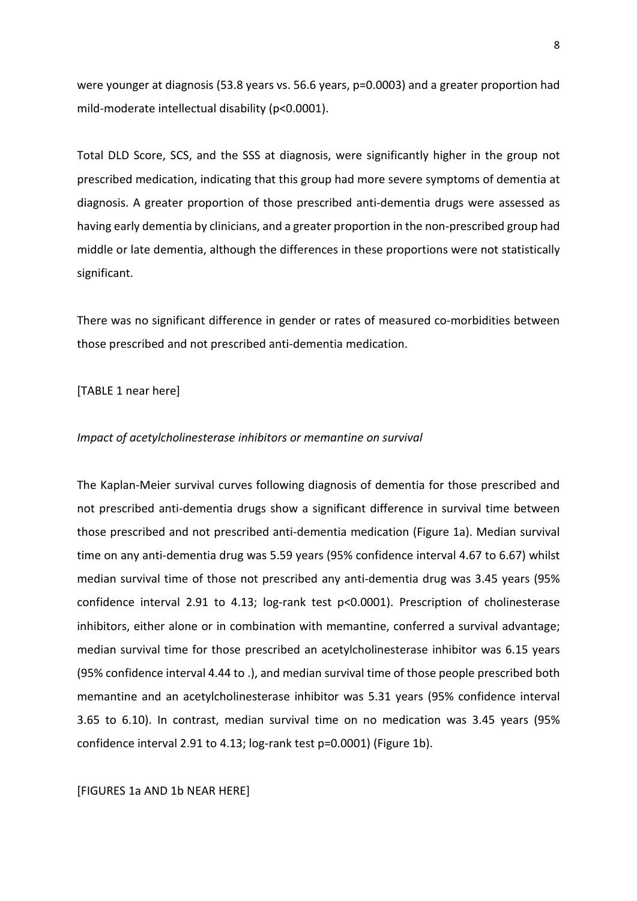were younger at diagnosis (53.8 years vs. 56.6 years, p=0.0003) and a greater proportion had mild-moderate intellectual disability (p<0.0001).

Total DLD Score, SCS, and the SSS at diagnosis, were significantly higher in the group not prescribed medication, indicating that this group had more severe symptoms of dementia at diagnosis. A greater proportion of those prescribed anti-dementia drugs were assessed as having early dementia by clinicians, and a greater proportion in the non-prescribed group had middle or late dementia, although the differences in these proportions were not statistically significant.

There was no significant difference in gender or rates of measured co-morbidities between those prescribed and not prescribed anti-dementia medication.

[TABLE 1 near here]

*Impact of acetylcholinesterase inhibitors or memantine on survival*

The Kaplan-Meier survival curves following diagnosis of dementia for those prescribed and not prescribed anti-dementia drugs show a significant difference in survival time between those prescribed and not prescribed anti-dementia medication (Figure 1a). Median survival time on any anti-dementia drug was 5.59 years (95% confidence interval 4.67 to 6.67) whilst median survival time of those not prescribed any anti-dementia drug was 3.45 years (95% confidence interval 2.91 to 4.13; log-rank test p<0.0001). Prescription of cholinesterase inhibitors, either alone or in combination with memantine, conferred a survival advantage; median survival time for those prescribed an acetylcholinesterase inhibitor was 6.15 years (95% confidence interval 4.44 to .), and median survival time of those people prescribed both memantine and an acetylcholinesterase inhibitor was 5.31 years (95% confidence interval 3.65 to 6.10). In contrast, median survival time on no medication was 3.45 years (95% confidence interval 2.91 to 4.13; log-rank test p=0.0001) (Figure 1b).

[FIGURES 1a AND 1b NEAR HERE]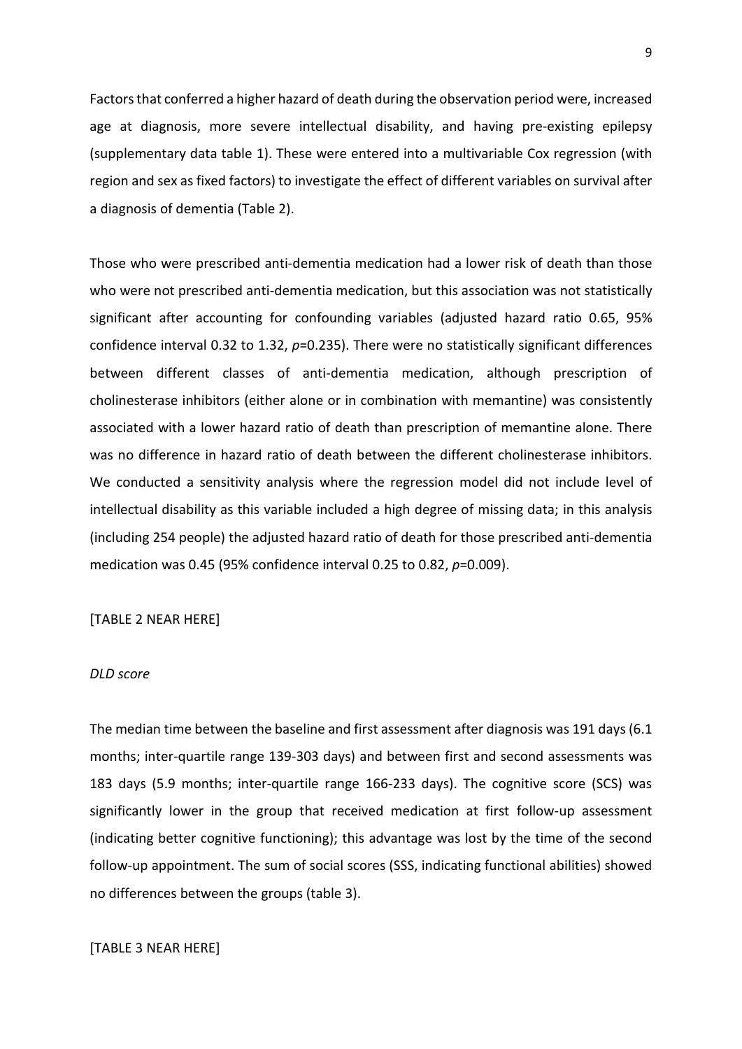Factors that conferred a higher hazard of death during the observation period were, increased age at diagnosis, more severe intellectual disability, and having pre-existing epilepsy (supplementary data table 1). These were entered into a multivariable Cox regression (with region and sex as fixed factors) to investigate the effect of different variables on survival after a diagnosis of dementia (Table 2).

Those who were prescribed anti-dementia medication had a lower risk of death than those who were not prescribed anti-dementia medication, but this association was not statistically significant after accounting for confounding variables (adjusted hazard ratio 0.65, 95% confidence interval 0.32 to 1.32, *p*=0.235). There were no statistically significant differences between different classes of anti-dementia medication, although prescription of cholinesterase inhibitors (either alone or in combination with memantine) was consistently associated with a lower hazard ratio of death than prescription of memantine alone. There was no difference in hazard ratio of death between the different cholinesterase inhibitors. We conducted a sensitivity analysis where the regression model did not include level of intellectual disability as this variable included a high degree of missing data; in this analysis (including 254 people) the adjusted hazard ratio of death for those prescribed anti-dementia medication was 0.45 (95% confidence interval 0.25 to 0.82, *p*=0.009).

[TABLE 2 NEAR HERE]

*DLD score*

The median time between the baseline and first assessment after diagnosis was 191 days (6.1 months; inter-quartile range 139-303 days) and between first and second assessments was 183 days (5.9 months; inter-quartile range 166-233 days). The cognitive score (SCS) was significantly lower in the group that received medication at first follow-up assessment (indicating better cognitive functioning); this advantage was lost by the time of the second follow-up appointment. The sum of social scores (SSS, indicating functional abilities) showed no differences between the groups (table 3).

[TABLE 3 NEAR HERE]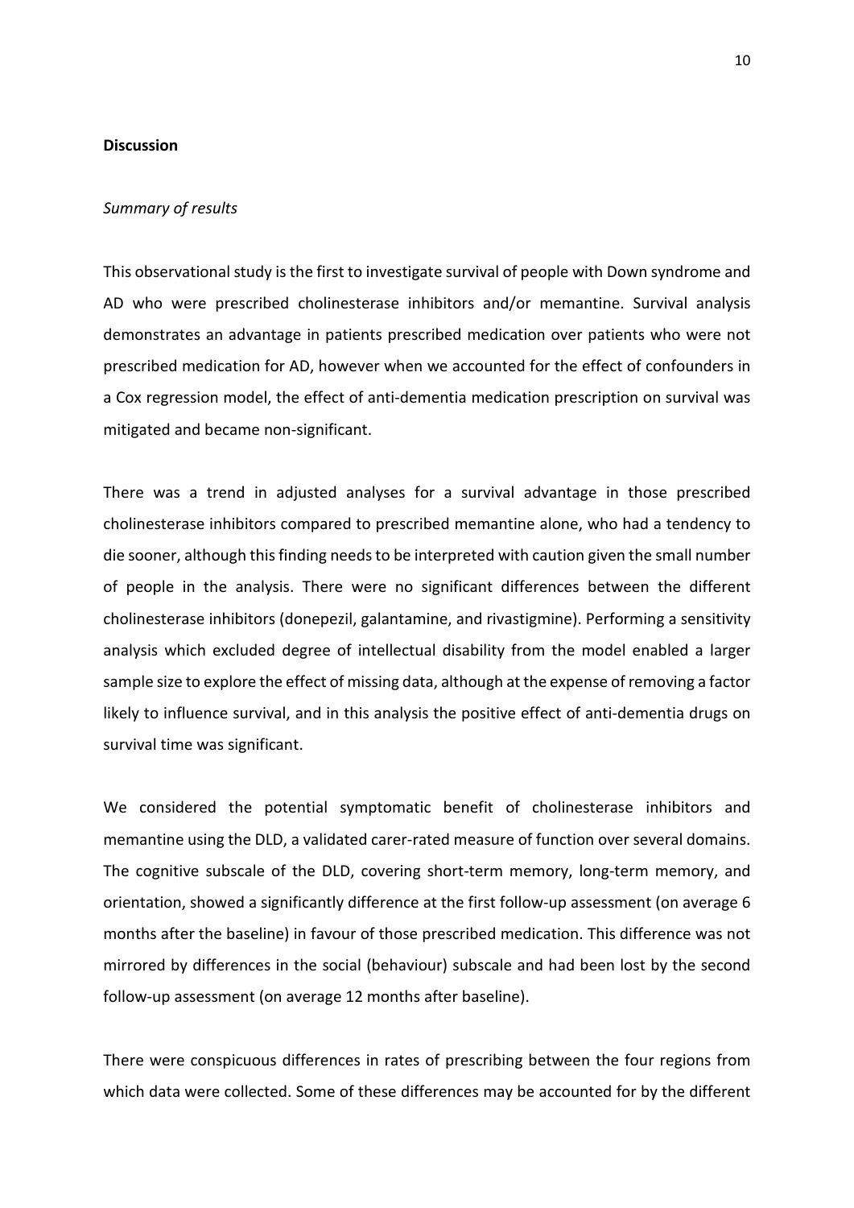## Discussion

### *Summary of results*

This observational study is the first to investigate survival of people with Down syndrome and AD who were prescribed cholinesterase inhibitors and/or memantine. Survival analysis demonstrates an advantage in patients prescribed medication over patients who were not prescribed medication for AD, however when we accounted for the effect of confounders in a Cox regression model, the effect of anti-dementia medication prescription on survival was mitigated and became non-significant.

There was a trend in adjusted analyses for a survival advantage in those prescribed cholinesterase inhibitors compared to prescribed memantine alone, who had a tendency to die sooner, although this finding needs to be interpreted with caution given the small number of people in the analysis. There were no significant differences between the different cholinesterase inhibitors (donepezil, galantamine, and rivastigmine). Performing a sensitivity analysis which excluded degree of intellectual disability from the model enabled a larger sample size to explore the effect of missing data, although at the expense of removing a factor likely to influence survival, and in this analysis the positive effect of anti-dementia drugs on survival time was significant.

We considered the potential symptomatic benefit of cholinesterase inhibitors and memantine using the DLD, a validated carer-rated measure of function over several domains. The cognitive subscale of the DLD, covering short-term memory, long-term memory, and orientation, showed a significantly difference at the first follow-up assessment (on average 6 months after the baseline) in favour of those prescribed medication. This difference was not mirrored by differences in the social (behaviour) subscale and had been lost by the second follow-up assessment (on average 12 months after baseline).

There were conspicuous differences in rates of prescribing between the four regions from which data were collected. Some of these differences may be accounted for by the different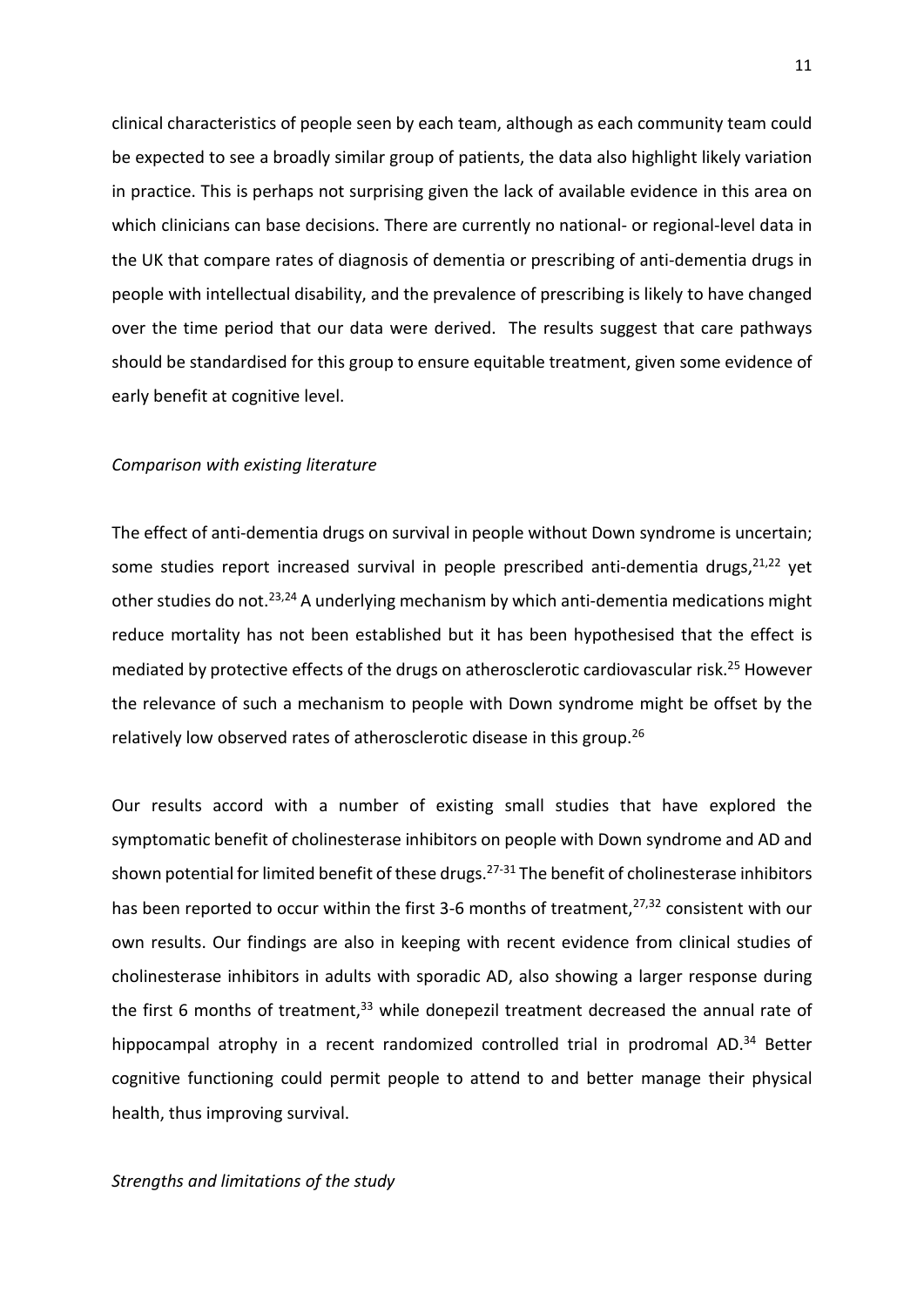clinical characteristics of people seen by each team, although as each community team could be expected to see a broadly similar group of patients, the data also highlight likely variation in practice. This is perhaps not surprising given the lack of available evidence in this area on which clinicians can base decisions. There are currently no national- or regional-level data in the UK that compare rates of diagnosis of dementia or prescribing of anti-dementia drugs in people with intellectual disability, and the prevalence of prescribing is likely to have changed over the time period that our data were derived. The results suggest that care pathways should be standardised for this group to ensure equitable treatment, given some evidence of early benefit at cognitive level.

*Comparison with existing literature*

The effect of anti-dementia drugs on survival in people without Down syndrome is uncertain; some studies report increased survival in people prescribed anti-dementia drugs,[21,22] yet other studies do not.[23,24] A underlying mechanism by which anti-dementia medications might reduce mortality has not been established but it has been hypothesised that the effect is mediated by protective effects of the drugs on atherosclerotic cardiovascular risk.[25] However the relevance of such a mechanism to people with Down syndrome might be offset by the relatively low observed rates of atherosclerotic disease in this group.[26]

Our results accord with a number of existing small studies that have explored the symptomatic benefit of cholinesterase inhibitors on people with Down syndrome and AD and shown potential for limited benefit of these drugs.[27-31] The benefit of cholinesterase inhibitors has been reported to occur within the first 3-6 months of treatment,[27,32] consistent with our own results. Our findings are also in keeping with recent evidence from clinical studies of cholinesterase inhibitors in adults with sporadic AD, also showing a larger response during the first 6 months of treatment,[33] while donepezil treatment decreased the annual rate of hippocampal atrophy in a recent randomized controlled trial in prodromal AD.[34] Better cognitive functioning could permit people to attend to and better manage their physical health, thus improving survival.

*Strengths and limitations of the study*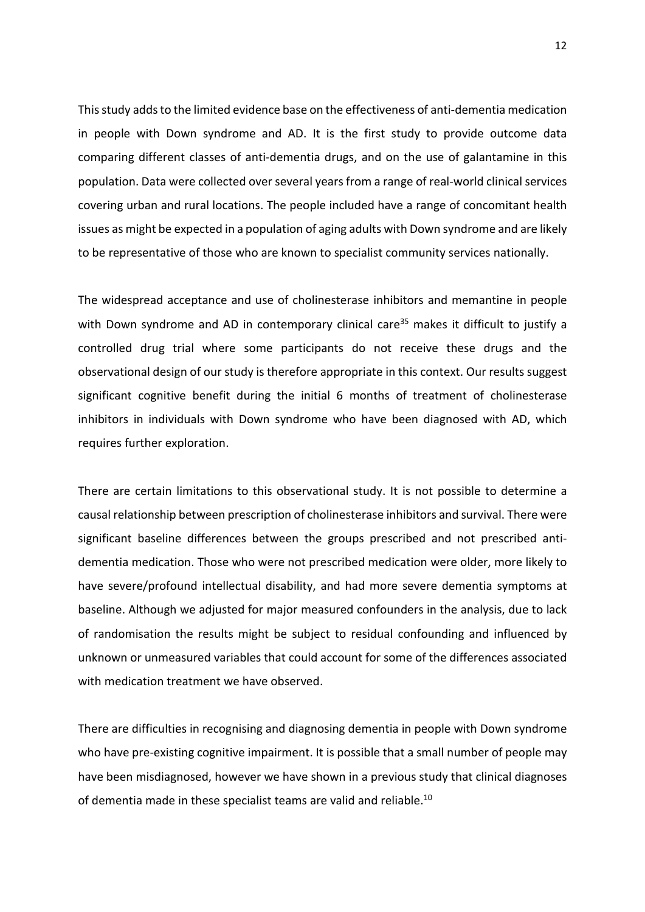This study adds to the limited evidence base on the effectiveness of anti-dementia medication in people with Down syndrome and AD. It is the first study to provide outcome data comparing different classes of anti-dementia drugs, and on the use of galantamine in this population. Data were collected over several years from a range of real-world clinical services covering urban and rural locations. The people included have a range of concomitant health issues as might be expected in a population of aging adults with Down syndrome and are likely to be representative of those who are known to specialist community services nationally.

The widespread acceptance and use of cholinesterase inhibitors and memantine in people with Down syndrome and AD in contemporary clinical care[35] makes it difficult to justify a controlled drug trial where some participants do not receive these drugs and the observational design of our study is therefore appropriate in this context. Our results suggest significant cognitive benefit during the initial 6 months of treatment of cholinesterase inhibitors in individuals with Down syndrome who have been diagnosed with AD, which requires further exploration.

There are certain limitations to this observational study. It is not possible to determine a causal relationship between prescription of cholinesterase inhibitors and survival. There were significant baseline differences between the groups prescribed and not prescribed anti-dementia medication. Those who were not prescribed medication were older, more likely to have severe/profound intellectual disability, and had more severe dementia symptoms at baseline. Although we adjusted for major measured confounders in the analysis, due to lack of randomisation the results might be subject to residual confounding and influenced by unknown or unmeasured variables that could account for some of the differences associated with medication treatment we have observed.

There are difficulties in recognising and diagnosing dementia in people with Down syndrome who have pre-existing cognitive impairment. It is possible that a small number of people may have been misdiagnosed, however we have shown in a previous study that clinical diagnoses of dementia made in these specialist teams are valid and reliable.[10]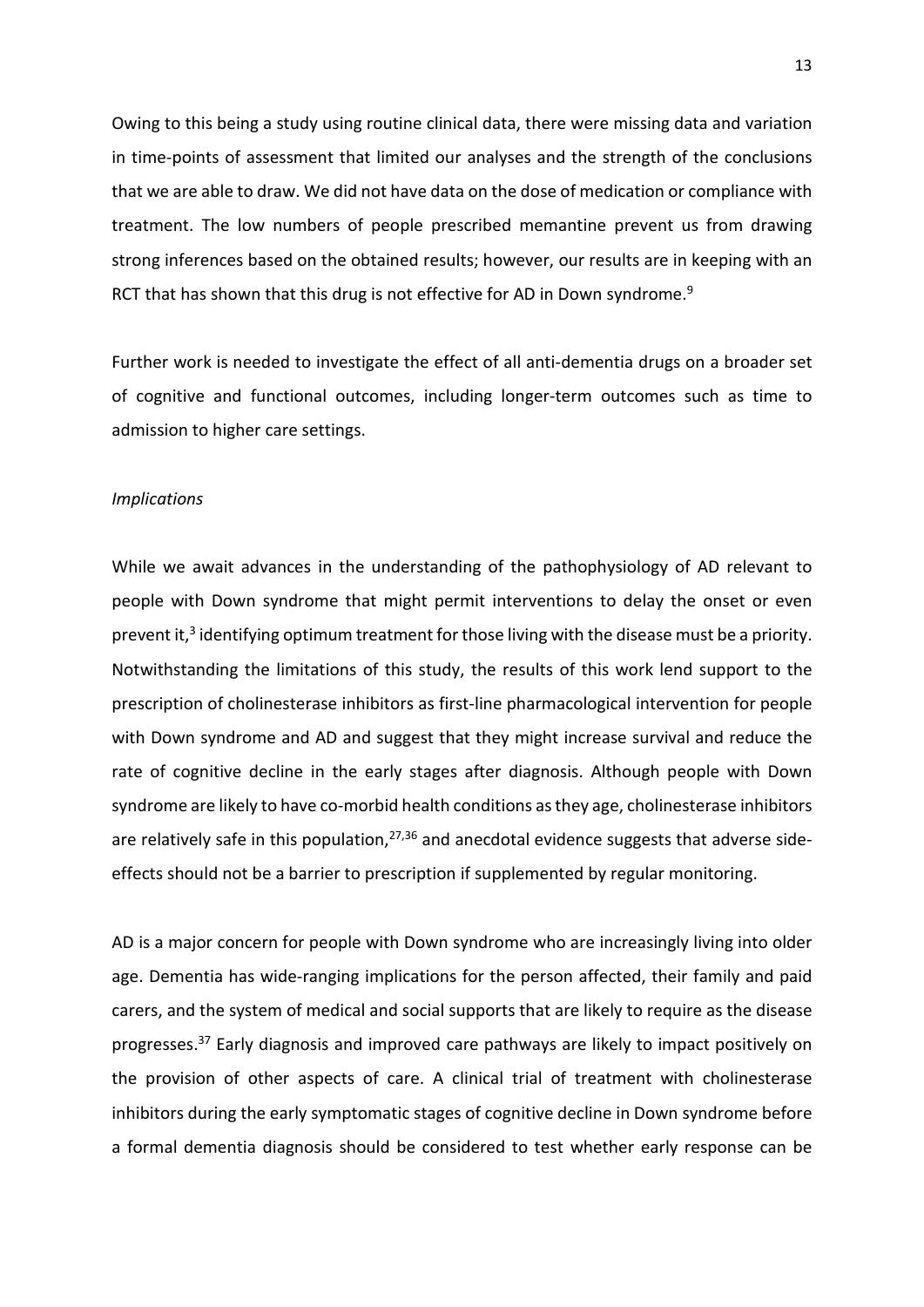Owing to this being a study using routine clinical data, there were missing data and variation in time-points of assessment that limited our analyses and the strength of the conclusions that we are able to draw. We did not have data on the dose of medication or compliance with treatment. The low numbers of people prescribed memantine prevent us from drawing strong inferences based on the obtained results; however, our results are in keeping with an RCT that has shown that this drug is not effective for AD in Down syndrome.[9]

Further work is needed to investigate the effect of all anti-dementia drugs on a broader set of cognitive and functional outcomes, including longer-term outcomes such as time to admission to higher care settings.

*Implications*

While we await advances in the understanding of the pathophysiology of AD relevant to people with Down syndrome that might permit interventions to delay the onset or even prevent it,[3] identifying optimum treatment for those living with the disease must be a priority. Notwithstanding the limitations of this study, the results of this work lend support to the prescription of cholinesterase inhibitors as first-line pharmacological intervention for people with Down syndrome and AD and suggest that they might increase survival and reduce the rate of cognitive decline in the early stages after diagnosis. Although people with Down syndrome are likely to have co-morbid health conditions as they age, cholinesterase inhibitors are relatively safe in this population,[27,36] and anecdotal evidence suggests that adverse side-effects should not be a barrier to prescription if supplemented by regular monitoring.

AD is a major concern for people with Down syndrome who are increasingly living into older age. Dementia has wide-ranging implications for the person affected, their family and paid carers, and the system of medical and social supports that are likely to require as the disease progresses.[37] Early diagnosis and improved care pathways are likely to impact positively on the provision of other aspects of care. A clinical trial of treatment with cholinesterase inhibitors during the early symptomatic stages of cognitive decline in Down syndrome before a formal dementia diagnosis should be considered to test whether early response can be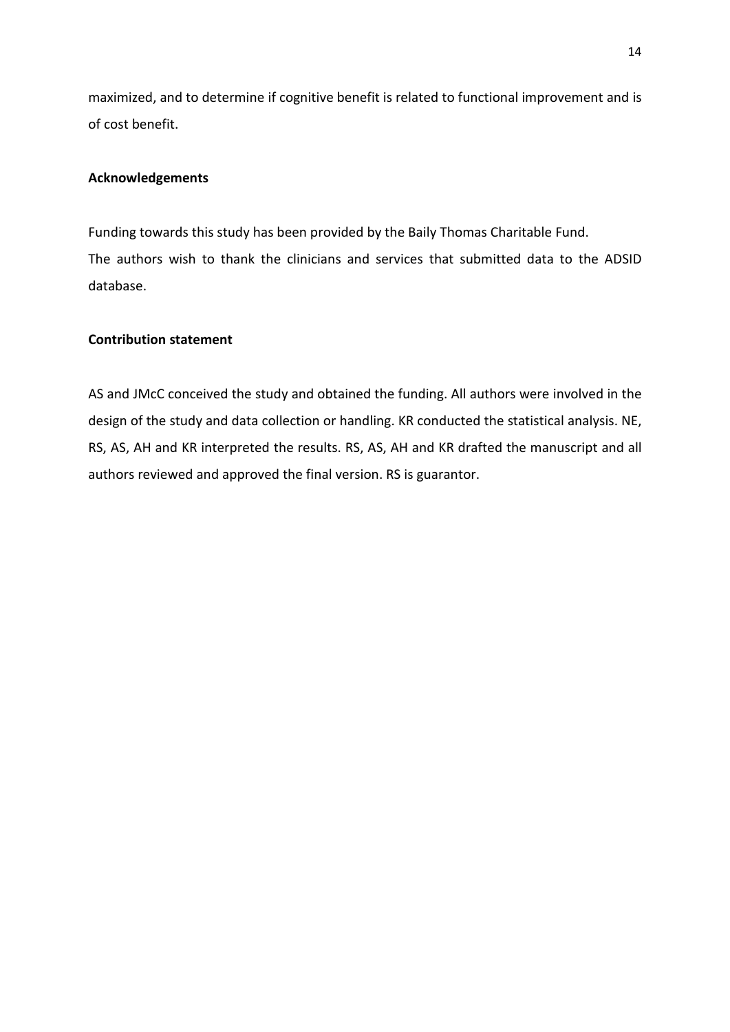maximized, and to determine if cognitive benefit is related to functional improvement and is of cost benefit.

## Acknowledgements

Funding towards this study has been provided by the Baily Thomas Charitable Fund.
The authors wish to thank the clinicians and services that submitted data to the ADSID database.

## Contribution statement

AS and JMcC conceived the study and obtained the funding. All authors were involved in the design of the study and data collection or handling. KR conducted the statistical analysis. NE, RS, AS, AH and KR interpreted the results. RS, AS, AH and KR drafted the manuscript and all authors reviewed and approved the final version. RS is guarantor.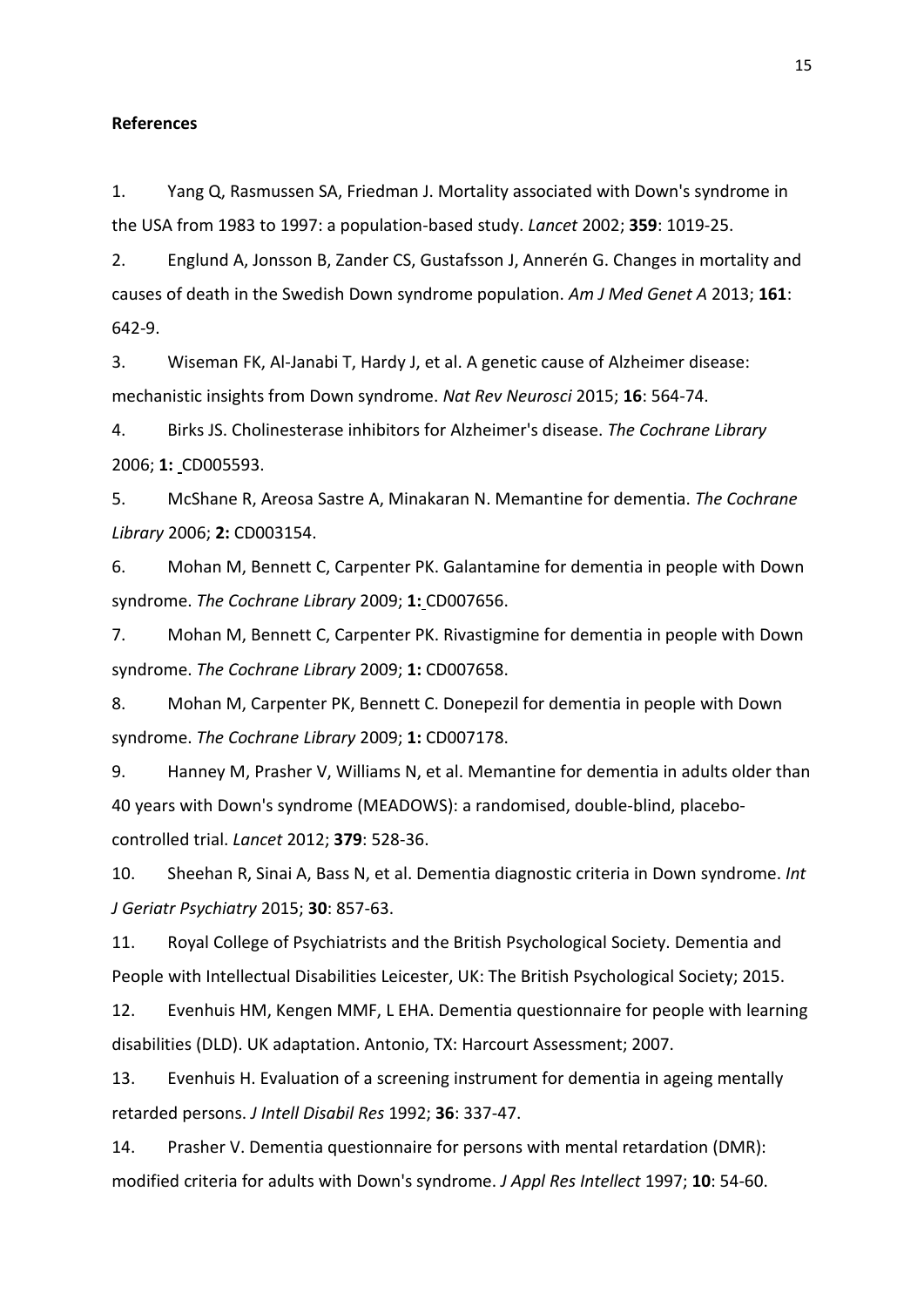**References**

1. Yang Q, Rasmussen SA, Friedman J. Mortality associated with Down's syndrome in the USA from 1983 to 1997: a population-based study. *Lancet* 2002; **359**: 1019-25.

2. Englund A, Jonsson B, Zander CS, Gustafsson J, Annerén G. Changes in mortality and causes of death in the Swedish Down syndrome population. *Am J Med Genet A* 2013; **161**: 642-9.

3. Wiseman FK, Al-Janabi T, Hardy J, et al. A genetic cause of Alzheimer disease: mechanistic insights from Down syndrome. *Nat Rev Neurosci* 2015; **16**: 564-74.

4. Birks JS. Cholinesterase inhibitors for Alzheimer's disease. *The Cochrane Library* 2006; **1:** CD005593.

5. McShane R, Areosa Sastre A, Minakaran N. Memantine for dementia. *The Cochrane Library* 2006; **2:** CD003154.

6. Mohan M, Bennett C, Carpenter PK. Galantamine for dementia in people with Down syndrome. *The Cochrane Library* 2009; **1:** CD007656.

7. Mohan M, Bennett C, Carpenter PK. Rivastigmine for dementia in people with Down syndrome. *The Cochrane Library* 2009; **1:** CD007658.

8. Mohan M, Carpenter PK, Bennett C. Donepezil for dementia in people with Down syndrome. *The Cochrane Library* 2009; **1:** CD007178.

9. Hanney M, Prasher V, Williams N, et al. Memantine for dementia in adults older than 40 years with Down's syndrome (MEADOWS): a randomised, double-blind, placebo-controlled trial. *Lancet* 2012; **379**: 528-36.

10. Sheehan R, Sinai A, Bass N, et al. Dementia diagnostic criteria in Down syndrome. *Int J Geriatr Psychiatry* 2015; **30**: 857-63.

11. Royal College of Psychiatrists and the British Psychological Society. Dementia and People with Intellectual Disabilities Leicester, UK: The British Psychological Society; 2015.

12. Evenhuis HM, Kengen MMF, L EHA. Dementia questionnaire for people with learning disabilities (DLD). UK adaptation. Antonio, TX: Harcourt Assessment; 2007.

13. Evenhuis H. Evaluation of a screening instrument for dementia in ageing mentally retarded persons. *J Intell Disabil Res* 1992; **36**: 337-47.

14. Prasher V. Dementia questionnaire for persons with mental retardation (DMR): modified criteria for adults with Down's syndrome. *J Appl Res Intellect* 1997; **10**: 54-60.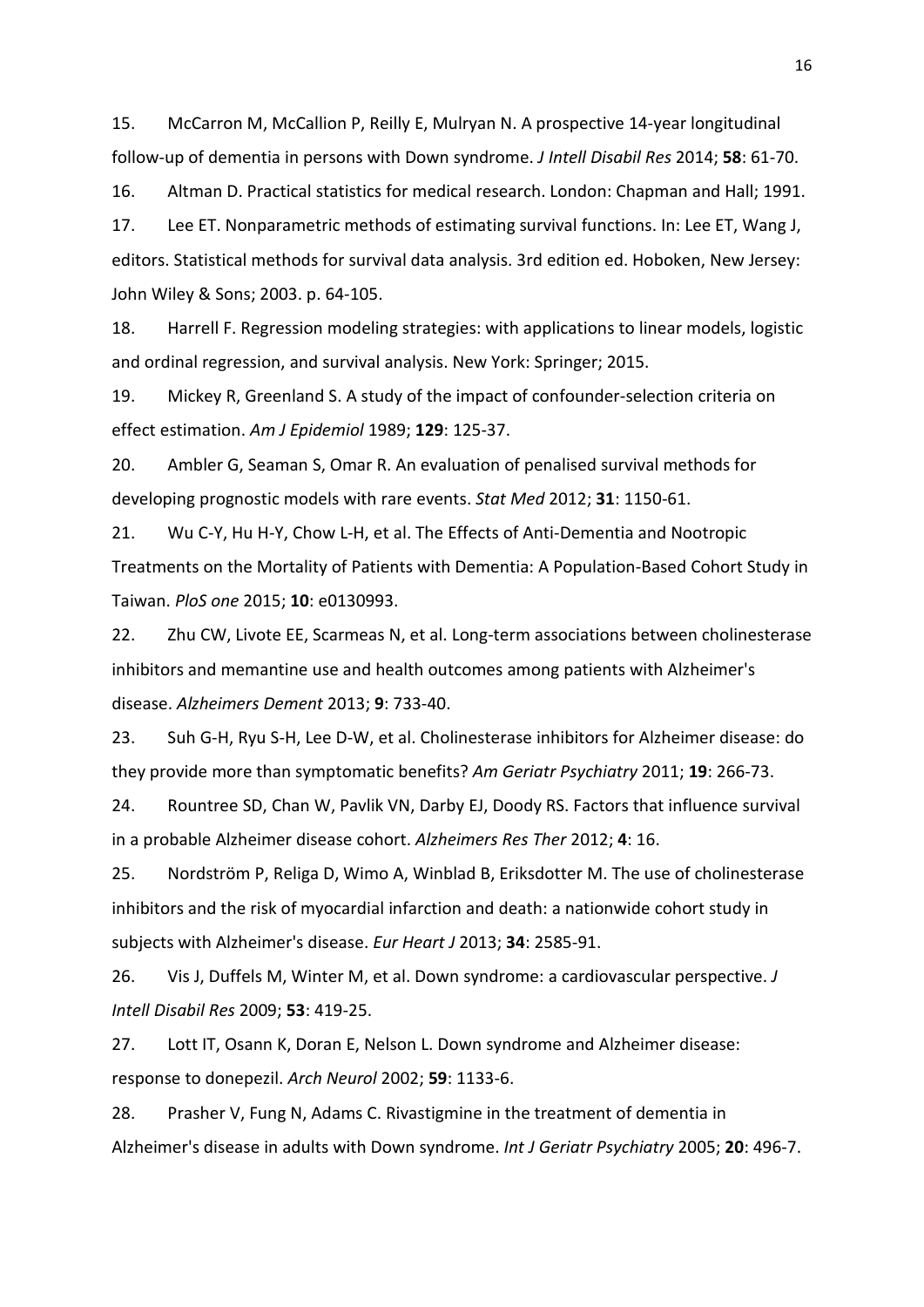15. McCarron M, McCallion P, Reilly E, Mulryan N. A prospective 14-year longitudinal follow-up of dementia in persons with Down syndrome. *J Intell Disabil Res* 2014; **58**: 61-70.

16. Altman D. Practical statistics for medical research. London: Chapman and Hall; 1991.

17. Lee ET. Nonparametric methods of estimating survival functions. In: Lee ET, Wang J, editors. Statistical methods for survival data analysis. 3rd edition ed. Hoboken, New Jersey: John Wiley & Sons; 2003. p. 64-105.

18. Harrell F. Regression modeling strategies: with applications to linear models, logistic and ordinal regression, and survival analysis. New York: Springer; 2015.

19. Mickey R, Greenland S. A study of the impact of confounder-selection criteria on effect estimation. *Am J Epidemiol* 1989; **129**: 125-37.

20. Ambler G, Seaman S, Omar R. An evaluation of penalised survival methods for developing prognostic models with rare events. *Stat Med* 2012; **31**: 1150-61.

21. Wu C-Y, Hu H-Y, Chow L-H, et al. The Effects of Anti-Dementia and Nootropic Treatments on the Mortality of Patients with Dementia: A Population-Based Cohort Study in Taiwan. *PloS one* 2015; **10**: e0130993.

22. Zhu CW, Livote EE, Scarmeas N, et al. Long-term associations between cholinesterase inhibitors and memantine use and health outcomes among patients with Alzheimer's disease. *Alzheimers Dement* 2013; **9**: 733-40.

23. Suh G-H, Ryu S-H, Lee D-W, et al. Cholinesterase inhibitors for Alzheimer disease: do they provide more than symptomatic benefits? *Am Geriatr Psychiatry* 2011; **19**: 266-73.

24. Rountree SD, Chan W, Pavlik VN, Darby EJ, Doody RS. Factors that influence survival in a probable Alzheimer disease cohort. *Alzheimers Res Ther* 2012; **4**: 16.

25. Nordström P, Religa D, Wimo A, Winblad B, Eriksdotter M. The use of cholinesterase inhibitors and the risk of myocardial infarction and death: a nationwide cohort study in subjects with Alzheimer's disease. *Eur Heart J* 2013; **34**: 2585-91.

26. Vis J, Duffels M, Winter M, et al. Down syndrome: a cardiovascular perspective. *J Intell Disabil Res* 2009; **53**: 419-25.

27. Lott IT, Osann K, Doran E, Nelson L. Down syndrome and Alzheimer disease: response to donepezil. *Arch Neurol* 2002; **59**: 1133-6.

28. Prasher V, Fung N, Adams C. Rivastigmine in the treatment of dementia in Alzheimer's disease in adults with Down syndrome. *Int J Geriatr Psychiatry* 2005; **20**: 496-7.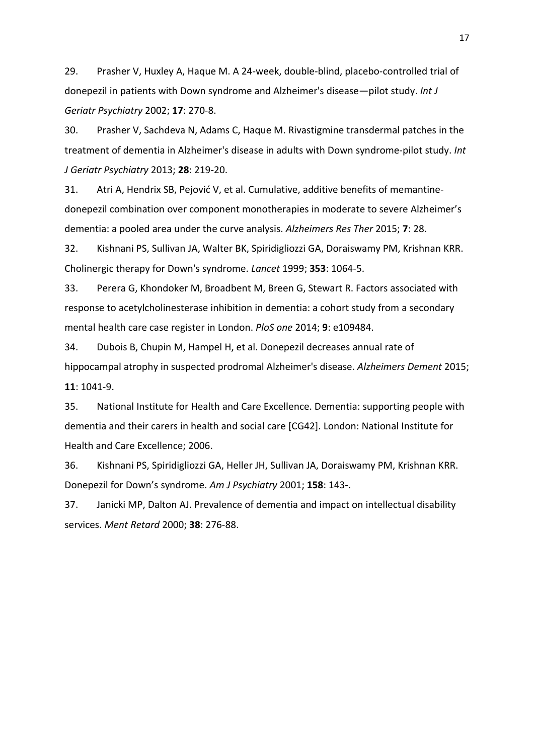29. Prasher V, Huxley A, Haque M. A 24-week, double-blind, placebo-controlled trial of donepezil in patients with Down syndrome and Alzheimer's disease—pilot study. *Int J Geriatr Psychiatry* 2002; **17**: 270-8.

30. Prasher V, Sachdeva N, Adams C, Haque M. Rivastigmine transdermal patches in the treatment of dementia in Alzheimer's disease in adults with Down syndrome-pilot study. *Int J Geriatr Psychiatry* 2013; **28**: 219-20.

31. Atri A, Hendrix SB, Pejović V, et al. Cumulative, additive benefits of memantine-donepezil combination over component monotherapies in moderate to severe Alzheimer's dementia: a pooled area under the curve analysis. *Alzheimers Res Ther* 2015; **7**: 28.

32. Kishnani PS, Sullivan JA, Walter BK, Spiridigliozzi GA, Doraiswamy PM, Krishnan KRR. Cholinergic therapy for Down's syndrome. *Lancet* 1999; **353**: 1064-5.

33. Perera G, Khondoker M, Broadbent M, Breen G, Stewart R. Factors associated with response to acetylcholinesterase inhibition in dementia: a cohort study from a secondary mental health care case register in London. *PloS one* 2014; **9**: e109484.

34. Dubois B, Chupin M, Hampel H, et al. Donepezil decreases annual rate of hippocampal atrophy in suspected prodromal Alzheimer's disease. *Alzheimers Dement* 2015; **11**: 1041-9.

35. National Institute for Health and Care Excellence. Dementia: supporting people with dementia and their carers in health and social care [CG42]. London: National Institute for Health and Care Excellence; 2006.

36. Kishnani PS, Spiridigliozzi GA, Heller JH, Sullivan JA, Doraiswamy PM, Krishnan KRR. Donepezil for Down's syndrome. *Am J Psychiatry* 2001; **158**: 143-.

37. Janicki MP, Dalton AJ. Prevalence of dementia and impact on intellectual disability services. *Ment Retard* 2000; **38**: 276-88.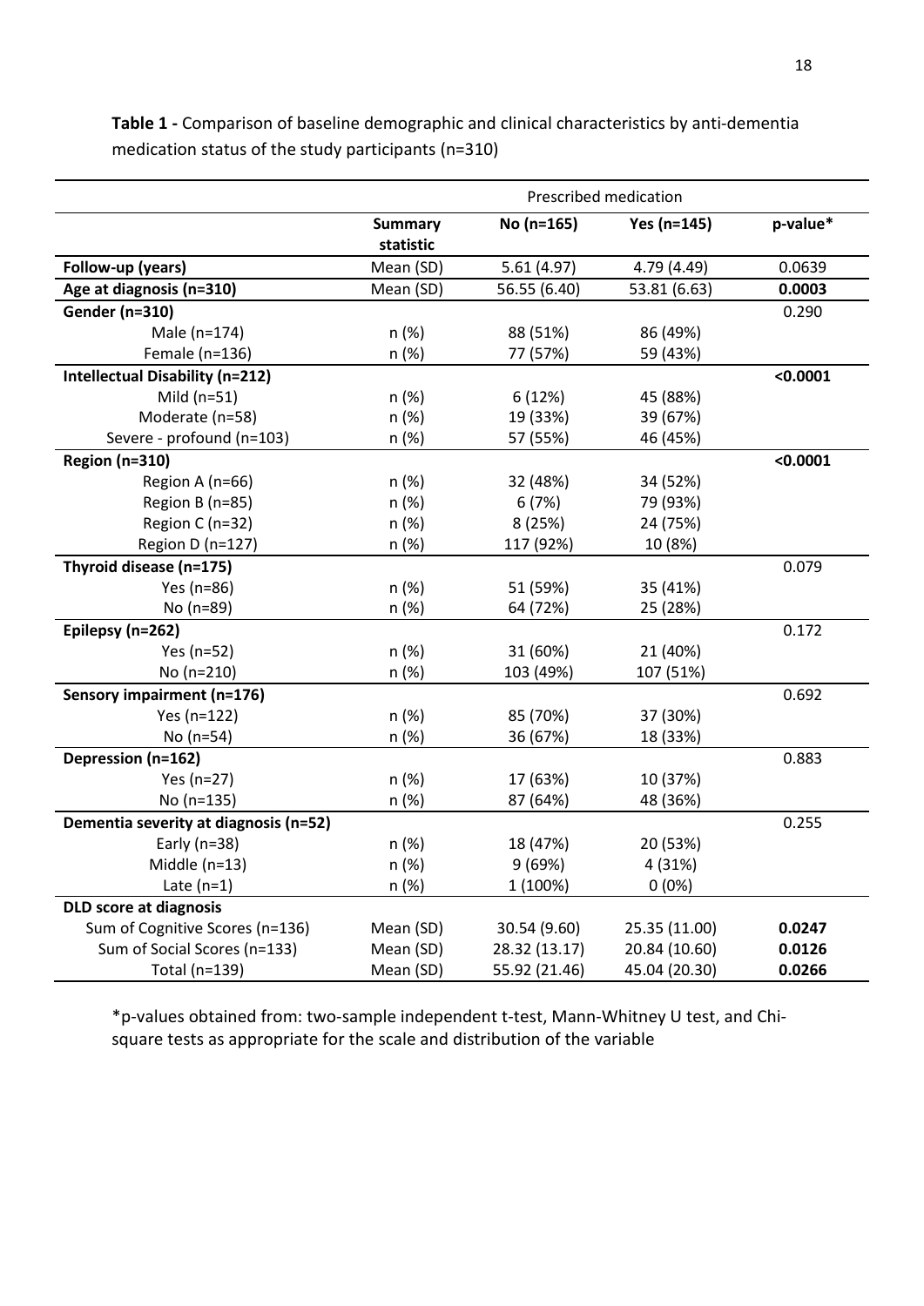**Table 1 -** Comparison of baseline demographic and clinical characteristics by anti-dementia medication status of the study participants (n=310)

| | | Prescribed medication | | |
|---|---|---|---|---|
| | **Summary statistic** | **No (n=165)** | **Yes (n=145)** | **p-value*** |
| **Follow-up (years)** | Mean (SD) | 5.61 (4.97) | 4.79 (4.49) | 0.0639 |
| **Age at diagnosis (n=310)** | Mean (SD) | 56.55 (6.40) | 53.81 (6.63) | **0.0003** |
| **Gender (n=310)** | | | | 0.290 |
| Male (n=174) | n (%) | 88 (51%) | 86 (49%) | |
| Female (n=136) | n (%) | 77 (57%) | 59 (43%) | |
| **Intellectual Disability (n=212)** | | | | **<0.0001** |
| Mild (n=51) | n (%) | 6 (12%) | 45 (88%) | |
| Moderate (n=58) | n (%) | 19 (33%) | 39 (67%) | |
| Severe - profound (n=103) | n (%) | 57 (55%) | 46 (45%) | |
| **Region (n=310)** | | | | **<0.0001** |
| Region A (n=66) | n (%) | 32 (48%) | 34 (52%) | |
| Region B (n=85) | n (%) | 6 (7%) | 79 (93%) | |
| Region C (n=32) | n (%) | 8 (25%) | 24 (75%) | |
| Region D (n=127) | n (%) | 117 (92%) | 10 (8%) | |
| **Thyroid disease (n=175)** | | | | 0.079 |
| Yes (n=86) | n (%) | 51 (59%) | 35 (41%) | |
| No (n=89) | n (%) | 64 (72%) | 25 (28%) | |
| **Epilepsy (n=262)** | | | | 0.172 |
| Yes (n=52) | n (%) | 31 (60%) | 21 (40%) | |
| No (n=210) | n (%) | 103 (49%) | 107 (51%) | |
| **Sensory impairment (n=176)** | | | | 0.692 |
| Yes (n=122) | n (%) | 85 (70%) | 37 (30%) | |
| No (n=54) | n (%) | 36 (67%) | 18 (33%) | |
| **Depression (n=162)** | | | | 0.883 |
| Yes (n=27) | n (%) | 17 (63%) | 10 (37%) | |
| No (n=135) | n (%) | 87 (64%) | 48 (36%) | |
| **Dementia severity at diagnosis (n=52)** | | | | 0.255 |
| Early (n=38) | n (%) | 18 (47%) | 20 (53%) | |
| Middle (n=13) | n (%) | 9 (69%) | 4 (31%) | |
| Late (n=1) | n (%) | 1 (100%) | 0 (0%) | |
| **DLD score at diagnosis** | | | | |
| Sum of Cognitive Scores (n=136) | Mean (SD) | 30.54 (9.60) | 25.35 (11.00) | **0.0247** |
| Sum of Social Scores (n=133) | Mean (SD) | 28.32 (13.17) | 20.84 (10.60) | **0.0126** |
| Total (n=139) | Mean (SD) | 55.92 (21.46) | 45.04 (20.30) | **0.0266** |

*p-values obtained from: two-sample independent t-test, Mann-Whitney U test, and Chi-square tests as appropriate for the scale and distribution of the variable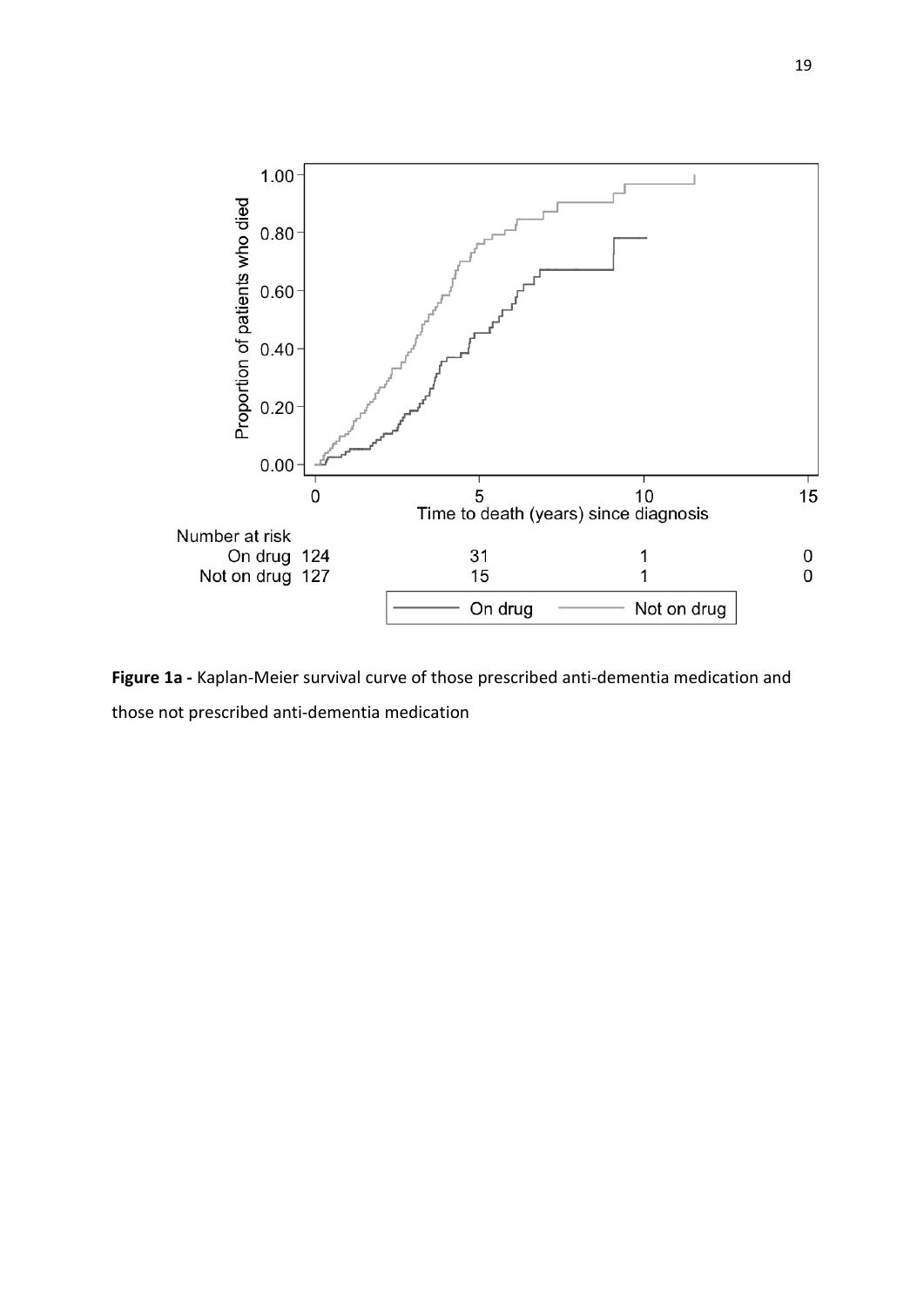**Figure 1a -** Kaplan-Meier survival curve of those prescribed anti-dementia medication and those not prescribed anti-dementia medication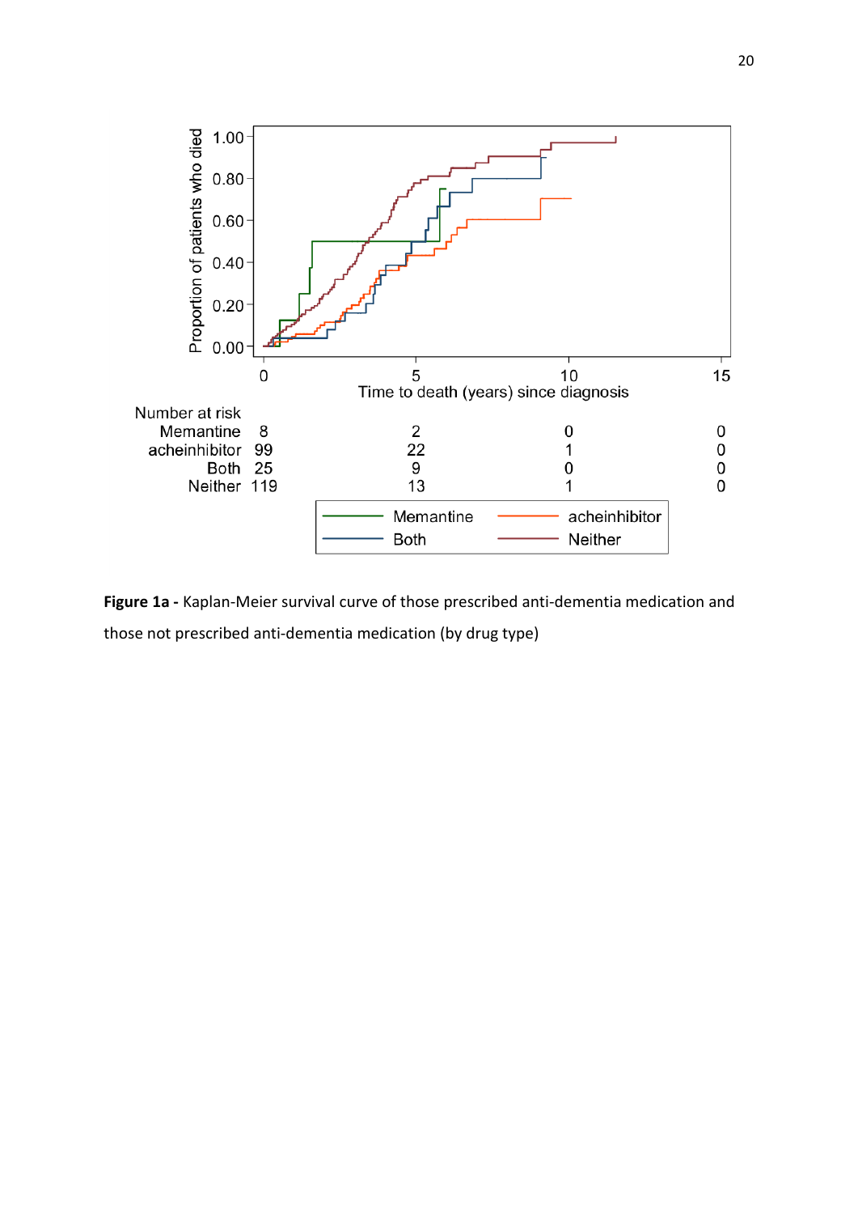| Number at risk | 0 | 5 | 10 | 15 |
|---|---|---|---|---|
| Memantine | 8 | 2 | 0 | 0 |
| acheinhibitor | 99 | 22 | 1 | 0 |
| Both | 25 | 9 | 0 | 0 |
| Neither | 119 | 13 | 1 | 0 |

**Figure 1a -** Kaplan-Meier survival curve of those prescribed anti-dementia medication and those not prescribed anti-dementia medication (by drug type)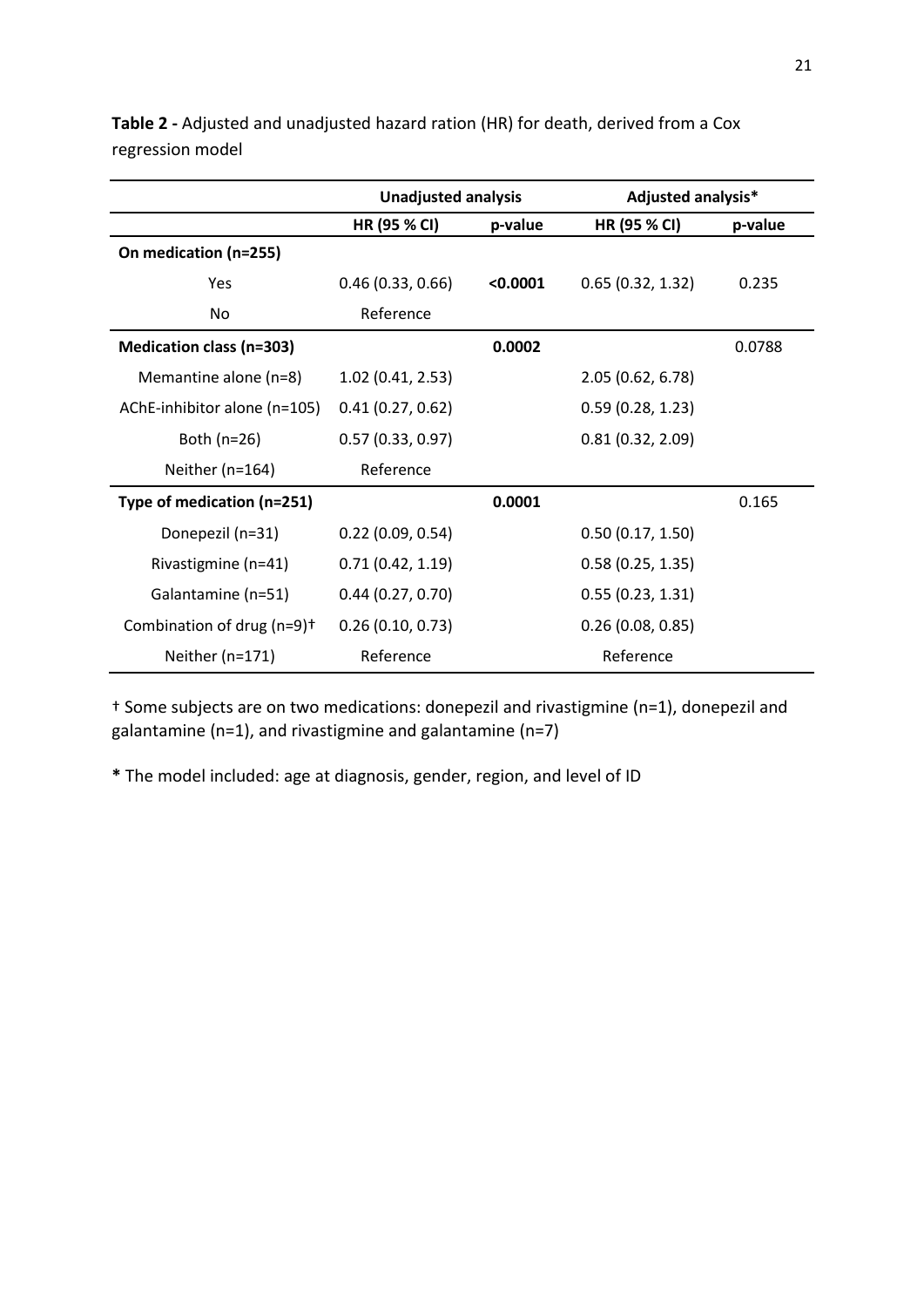**Table 2 -** Adjusted and unadjusted hazard ration (HR) for death, derived from a Cox regression model

| | Unadjusted analysis | | Adjusted analysis* | |
|---|---|---|---|---|
| | **HR (95 % CI)** | **p-value** | **HR (95 % CI)** | **p-value** |
| **On medication (n=255)** | | | | |
| Yes | 0.46 (0.33, 0.66) | **<0.0001** | 0.65 (0.32, 1.32) | 0.235 |
| No | Reference | | | |
| **Medication class (n=303)** | | **0.0002** | | 0.0788 |
| Memantine alone (n=8) | 1.02 (0.41, 2.53) | | 2.05 (0.62, 6.78) | |
| AChE-inhibitor alone (n=105) | 0.41 (0.27, 0.62) | | 0.59 (0.28, 1.23) | |
| Both (n=26) | 0.57 (0.33, 0.97) | | 0.81 (0.32, 2.09) | |
| Neither (n=164) | Reference | | | |
| **Type of medication (n=251)** | | **0.0001** | | 0.165 |
| Donepezil (n=31) | 0.22 (0.09, 0.54) | | 0.50 (0.17, 1.50) | |
| Rivastigmine (n=41) | 0.71 (0.42, 1.19) | | 0.58 (0.25, 1.35) | |
| Galantamine (n=51) | 0.44 (0.27, 0.70) | | 0.55 (0.23, 1.31) | |
| Combination of drug (n=9)† | 0.26 (0.10, 0.73) | | 0.26 (0.08, 0.85) | |
| Neither (n=171) | Reference | | Reference | |

† Some subjects are on two medications: donepezil and rivastigmine (n=1), donepezil and galantamine (n=1), and rivastigmine and galantamine (n=7)

**\*** The model included: age at diagnosis, gender, region, and level of ID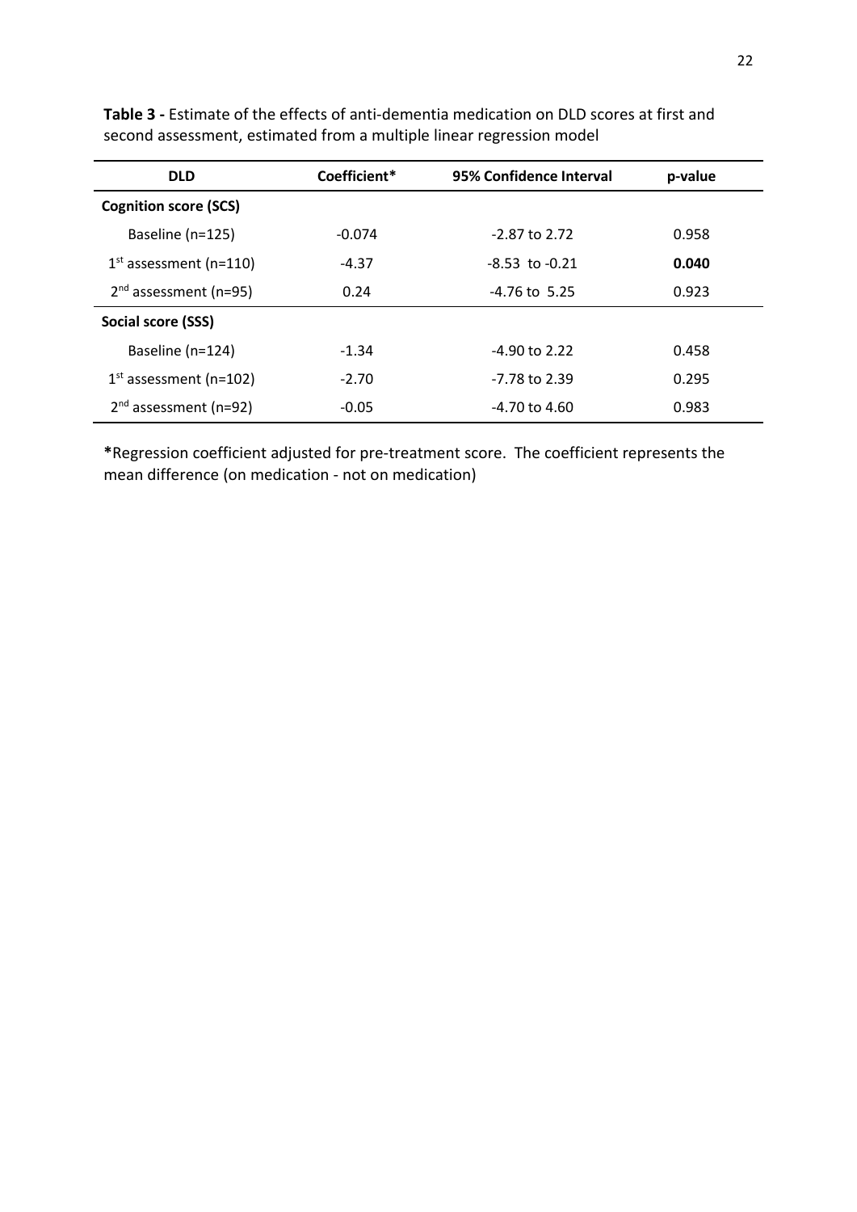**Table 3 -** Estimate of the effects of anti-dementia medication on DLD scores at first and second assessment, estimated from a multiple linear regression model

| DLD | Coefficient* | 95% Confidence Interval | p-value |
|---|---|---|---|
| **Cognition score (SCS)** | | | |
| Baseline (n=125) | -0.074 | -2.87 to 2.72 | 0.958 |
| 1st assessment (n=110) | -4.37 | -8.53 to -0.21 | **0.040** |
| 2nd assessment (n=95) | 0.24 | -4.76 to 5.25 | 0.923 |
| **Social score (SSS)** | | | |
| Baseline (n=124) | -1.34 | -4.90 to 2.22 | 0.458 |
| 1st assessment (n=102) | -2.70 | -7.78 to 2.39 | 0.295 |
| 2nd assessment (n=92) | -0.05 | -4.70 to 4.60 | 0.983 |

**\***Regression coefficient adjusted for pre-treatment score. The coefficient represents the mean difference (on medication - not on medication)